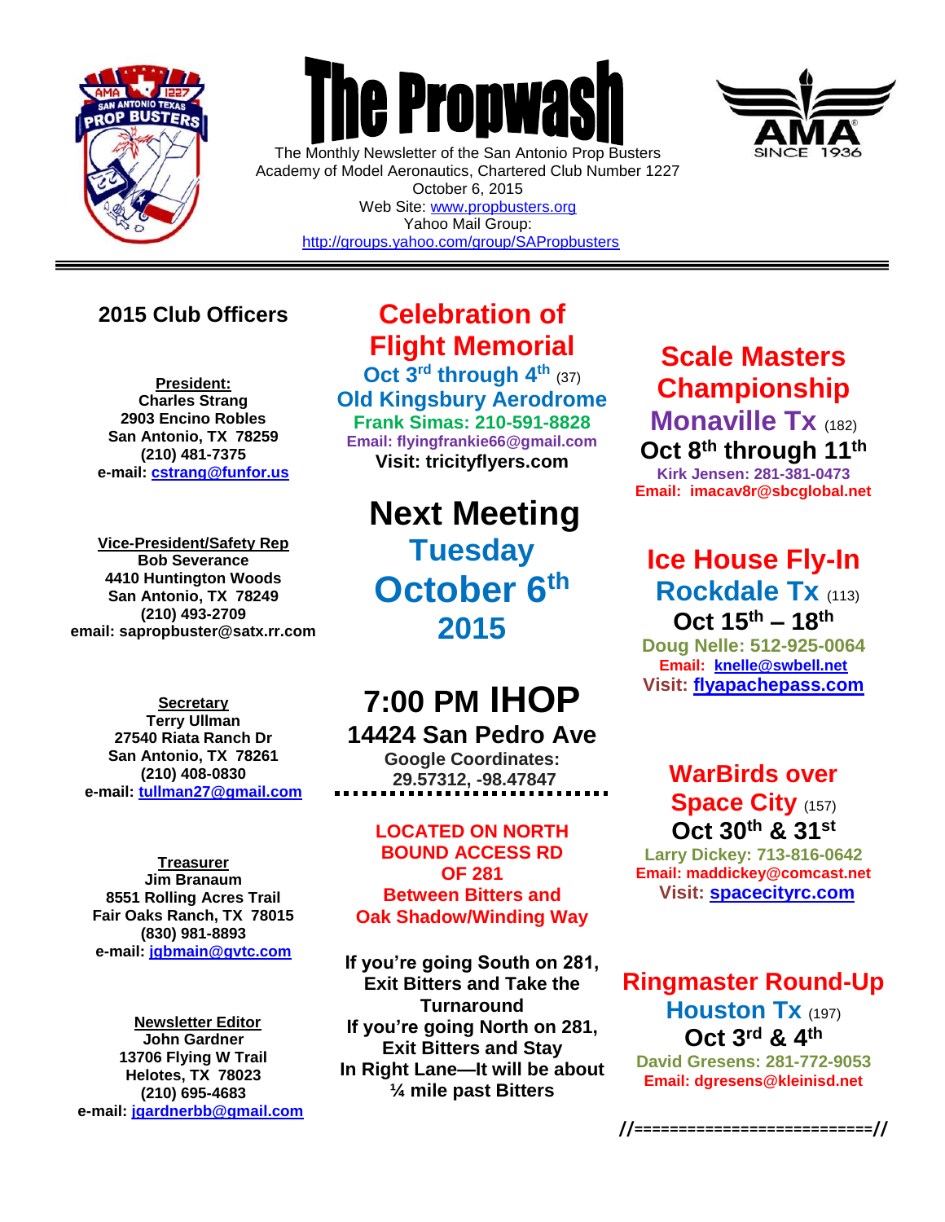# The Propwash

The Monthly Newsletter of the San Antonio Prop Busters
Academy of Model Aeronautics, Chartered Club Number 1227
October 6, 2015
Web Site: www.propbusters.org
Yahoo Mail Group:
http://groups.yahoo.com/group/SAPropbusters

---

## 2015 Club Officers

**President:**
**Charles Strang**
**2903 Encino Robles**
**San Antonio, TX 78259**
**(210) 481-7375**
**e-mail: cstrang@funfor.us**

**Vice-President/Safety Rep**
**Bob Severance**
**4410 Huntington Woods**
**San Antonio, TX 78249**
**(210) 493-2709**
**email: sapropbuster@satx.rr.com**

**Secretary**
**Terry Ullman**
**27540 Riata Ranch Dr**
**San Antonio, TX 78261**
**(210) 408-0830**
**e-mail: tullman27@gmail.com**

**Treasurer**
**Jim Branaum**
**8551 Rolling Acres Trail**
**Fair Oaks Ranch, TX 78015**
**(830) 981-8893**
**e-mail: jgbmain@gvtc.com**

**Newsletter Editor**
**John Gardner**
**13706 Flying W Trail**
**Helotes, TX 78023**
**(210) 695-4683**
**e-mail: jgardnerbb@gmail.com**

## Celebration of Flight Memorial

**Oct 3rd through 4th** (37)
**Old Kingsbury Aerodrome**
**Frank Simas: 210-591-8828**
**Email: flyingfrankie66@gmail.com**
**Visit: tricityflyers.com**

## Next Meeting

**Tuesday**
**October 6th**
**2015**

## 7:00 PM IHOP

**14424 San Pedro Ave**
**Google Coordinates:**
**29.57312, -98.47847**

**LOCATED ON NORTH BOUND ACCESS RD OF 281**
**Between Bitters and Oak Shadow/Winding Way**

**If you're going South on 281, Exit Bitters and Take the Turnaround**
**If you're going North on 281, Exit Bitters and Stay In Right Lane—It will be about ¼ mile past Bitters**

## Scale Masters Championship

**Monaville Tx** (182)
**Oct 8th through 11th**
**Kirk Jensen: 281-381-0473**
**Email: imacav8r@sbcglobal.net**

## Ice House Fly-In

**Rockdale Tx** (113)
**Oct 15th – 18th**
**Doug Nelle: 512-925-0064**
**Email: knelle@swbell.net**
**Visit: flyapachepass.com**

## WarBirds over Space City (157)

**Oct 30th & 31st**
**Larry Dickey: 713-816-0642**
**Email: maddickey@comcast.net**
**Visit: spacecityrc.com**

## Ringmaster Round-Up

**Houston Tx** (197)
**Oct 3rd & 4th**
**David Gresens: 281-772-9053**
**Email: dgresens@kleinisd.net**

//==========================//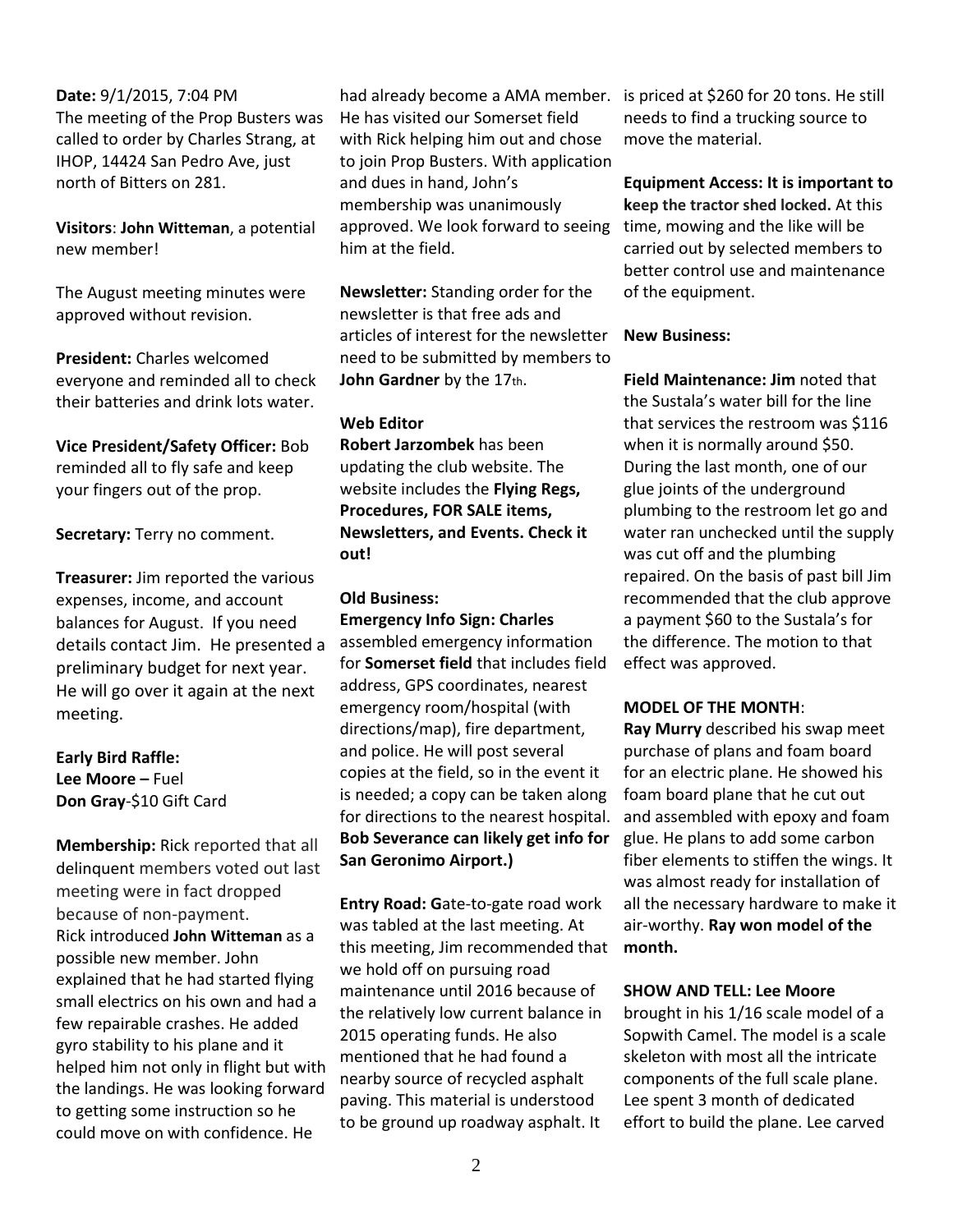**Date:** 9/1/2015, 7:04 PM
The meeting of the Prop Busters was called to order by Charles Strang, at IHOP, 14424 San Pedro Ave, just north of Bitters on 281.

**Visitors**: **John Witteman**, a potential new member!

The August meeting minutes were approved without revision.

**President:** Charles welcomed everyone and reminded all to check their batteries and drink lots water.

**Vice President/Safety Officer:** Bob reminded all to fly safe and keep your fingers out of the prop.

**Secretary:** Terry no comment.

**Treasurer:** Jim reported the various expenses, income, and account balances for August. If you need details contact Jim. He presented a preliminary budget for next year. He will go over it again at the next meeting.

**Early Bird Raffle:**
**Lee Moore –** Fuel
**Don Gray**-$10 Gift Card

**Membership:** Rick reported that all delinquent members voted out last meeting were in fact dropped because of non-payment.
Rick introduced **John Witteman** as a possible new member. John explained that he had started flying small electrics on his own and had a few repairable crashes. He added gyro stability to his plane and it helped him not only in flight but with the landings. He was looking forward to getting some instruction so he could move on with confidence. He had already become a AMA member. He has visited our Somerset field with Rick helping him out and chose to join Prop Busters. With application and dues in hand, John's membership was unanimously approved. We look forward to seeing him at the field.

**Newsletter:** Standing order for the newsletter is that free ads and articles of interest for the newsletter need to be submitted by members to **John Gardner** by the 17th.

**Web Editor**
**Robert Jarzombek** has been updating the club website. The website includes the **Flying Regs, Procedures, FOR SALE items, Newsletters, and Events. Check it out!**

**Old Business:**
**Emergency Info Sign: Charles** assembled emergency information for **Somerset field** that includes field address, GPS coordinates, nearest emergency room/hospital (with directions/map), fire department, and police. He will post several copies at the field, so in the event it is needed; a copy can be taken along for directions to the nearest hospital. **Bob Severance can likely get info for San Geronimo Airport.)**

**Entry Road: G**ate-to-gate road work was tabled at the last meeting. At this meeting, Jim recommended that we hold off on pursuing road maintenance until 2016 because of the relatively low current balance in 2015 operating funds. He also mentioned that he had found a nearby source of recycled asphalt paving. This material is understood to be ground up roadway asphalt. It is priced at $260 for 20 tons. He still needs to find a trucking source to move the material.

**Equipment Access: It is important to keep the tractor shed locked.** At this time, mowing and the like will be carried out by selected members to better control use and maintenance of the equipment.

**New Business:**

**Field Maintenance: Jim** noted that the Sustala's water bill for the line that services the restroom was $116 when it is normally around $50. During the last month, one of our glue joints of the underground plumbing to the restroom let go and water ran unchecked until the supply was cut off and the plumbing repaired. On the basis of past bill Jim recommended that the club approve a payment $60 to the Sustala's for the difference. The motion to that effect was approved.

**MODEL OF THE MONTH**:
**Ray Murry** described his swap meet purchase of plans and foam board for an electric plane. He showed his foam board plane that he cut out and assembled with epoxy and foam glue. He plans to add some carbon fiber elements to stiffen the wings. It was almost ready for installation of all the necessary hardware to make it air-worthy. **Ray won model of the month.**

**SHOW AND TELL: Lee Moore** brought in his 1/16 scale model of a Sopwith Camel. The model is a scale skeleton with most all the intricate components of the full scale plane. Lee spent 3 month of dedicated effort to build the plane. Lee carved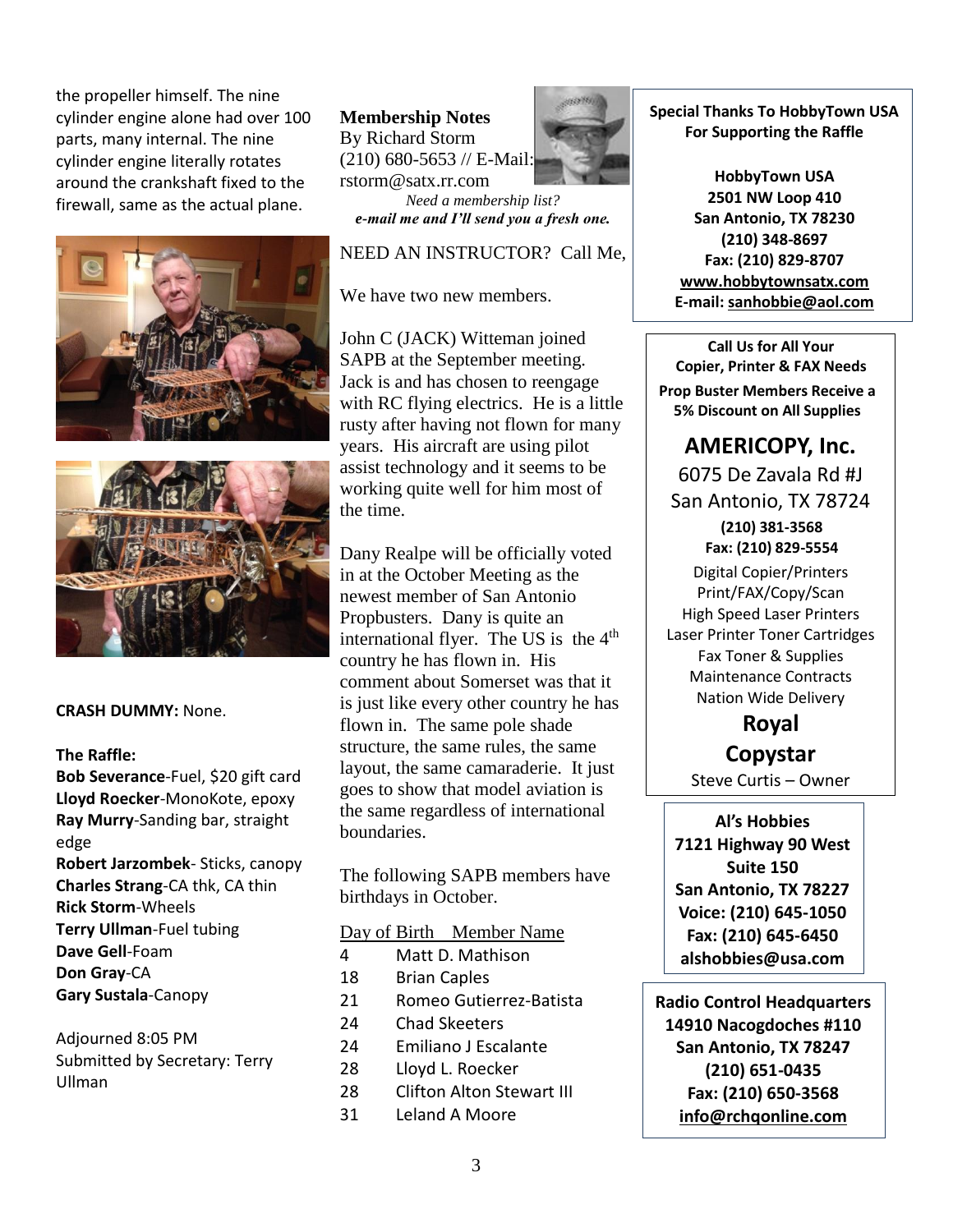the propeller himself. The nine cylinder engine alone had over 100 parts, many internal. The nine cylinder engine literally rotates around the crankshaft fixed to the firewall, same as the actual plane.

**CRASH DUMMY:** None.

**The Raffle:**

**Bob Severance**-Fuel, $20 gift card
**Lloyd Roecker**-MonoKote, epoxy
**Ray Murry**-Sanding bar, straight edge
**Robert Jarzombek**- Sticks, canopy
**Charles Strang**-CA thk, CA thin
**Rick Storm**-Wheels
**Terry Ullman**-Fuel tubing
**Dave Gell**-Foam
**Don Gray**-CA
**Gary Sustala**-Canopy

Adjourned 8:05 PM
Submitted by Secretary: Terry Ullman

## Membership Notes

By Richard Storm
(210) 680-5653 // E-Mail: rstorm@satx.rr.com

*Need a membership list?*
***e-mail me and I'll send you a fresh one.***

NEED AN INSTRUCTOR? Call Me,

We have two new members.

John C (JACK) Witteman joined SAPB at the September meeting. Jack is and has chosen to reengage with RC flying electrics. He is a little rusty after having not flown for many years. His aircraft are using pilot assist technology and it seems to be working quite well for him most of the time.

Dany Realpe will be officially voted in at the October Meeting as the newest member of San Antonio Propbusters. Dany is quite an international flyer. The US is the 4th country he has flown in. His comment about Somerset was that it is just like every other country he has flown in. The same pole shade structure, the same rules, the same layout, the same camaraderie. It just goes to show that model aviation is the same regardless of international boundaries.

The following SAPB members have birthdays in October.

| Day of Birth | Member Name |
|---|---|
| 4 | Matt D. Mathison |
| 18 | Brian Caples |
| 21 | Romeo Gutierrez-Batista |
| 24 | Chad Skeeters |
| 24 | Emiliano J Escalante |
| 28 | Lloyd L. Roecker |
| 28 | Clifton Alton Stewart III |
| 31 | Leland A Moore |

**Special Thanks To HobbyTown USA For Supporting the Raffle**

**HobbyTown USA**
**2501 NW Loop 410**
**San Antonio, TX 78230**
**(210) 348-8697**
**Fax: (210) 829-8707**
**www.hobbytownsatx.com**
**E-mail: sanhobbie@aol.com**

**Call Us for All Your Copier, Printer & FAX Needs**
**Prop Buster Members Receive a 5% Discount on All Supplies**

**AMERICOPY, Inc.**
6075 De Zavala Rd #J
San Antonio, TX 78724
**(210) 381-3568**
**Fax: (210) 829-5554**
Digital Copier/Printers
Print/FAX/Copy/Scan
High Speed Laser Printers
Laser Printer Toner Cartridges
Fax Toner & Supplies
Maintenance Contracts
Nation Wide Delivery
**Royal Copystar**
Steve Curtis – Owner

**Al's Hobbies**
**7121 Highway 90 West**
**Suite 150**
**San Antonio, TX 78227**
**Voice: (210) 645-1050**
**Fax: (210) 645-6450**
**alshobbies@usa.com**

**Radio Control Headquarters**
**14910 Nacogdoches #110**
**San Antonio, TX 78247**
**(210) 651-0435**
**Fax: (210) 650-3568**
**info@rchqonline.com**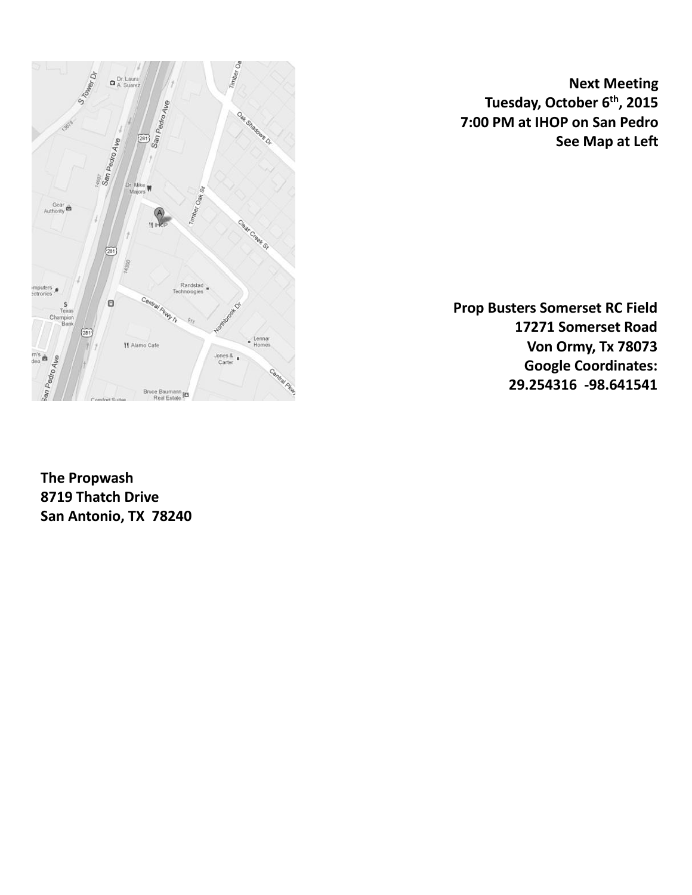**Next Meeting**
**Tuesday, October 6th, 2015**
**7:00 PM at IHOP on San Pedro**
**See Map at Left**

**Prop Busters Somerset RC Field**
**17271 Somerset Road**
**Von Ormy, Tx 78073**
**Google Coordinates:**
**29.254316 -98.641541**

**The Propwash**
**8719 Thatch Drive**
**San Antonio, TX 78240**